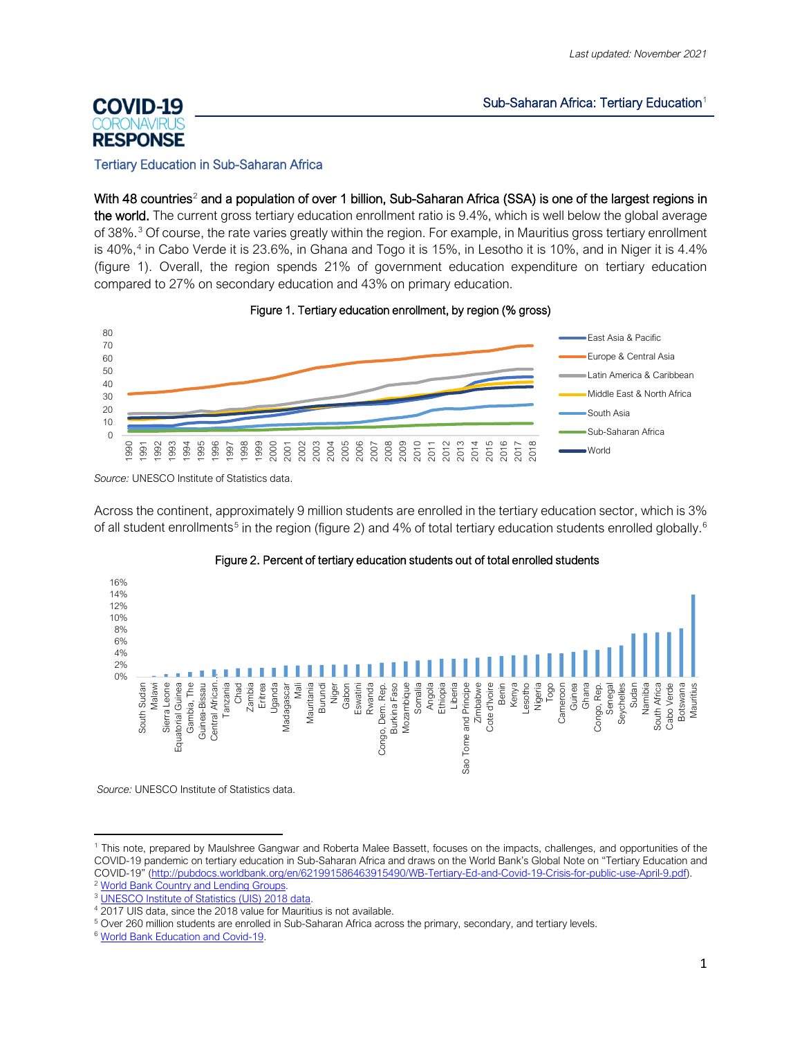Last updated: November 2021

**COVID-19 CORONAVIRUS RESPONSE**

Sub-Saharan Africa: Tertiary Education[1]

## Tertiary Education in Sub-Saharan Africa

**With 48 countries[2] and a population of over 1 billion, Sub-Saharan Africa (SSA) is one of the largest regions in the world.** The current gross tertiary education enrollment ratio is 9.4%, which is well below the global average of 38%.[3] Of course, the rate varies greatly within the region. For example, in Mauritius gross tertiary enrollment is 40%,[4] in Cabo Verde it is 23.6%, in Ghana and Togo it is 15%, in Lesotho it is 10%, and in Niger it is 4.4% (figure 1). Overall, the region spends 21% of government education expenditure on tertiary education compared to 27% on secondary education and 43% on primary education.

Figure 1. Tertiary education enrollment, by region (% gross)

*Source:* UNESCO Institute of Statistics data.

Across the continent, approximately 9 million students are enrolled in the tertiary education sector, which is 3% of all student enrollments[5] in the region (figure 2) and 4% of total tertiary education students enrolled globally.[6]

Figure 2. Percent of tertiary education students out of total enrolled students

*Source:* UNESCO Institute of Statistics data.

---

[1] This note, prepared by Maulshree Gangwar and Roberta Malee Bassett, focuses on the impacts, challenges, and opportunities of the COVID-19 pandemic on tertiary education in Sub-Saharan Africa and draws on the World Bank's Global Note on "Tertiary Education and COVID-19" (http://pubdocs.worldbank.org/en/621991586463915490/WB-Tertiary-Ed-and-Covid-19-Crisis-for-public-use-April-9.pdf).

[2] World Bank Country and Lending Groups.

[3] UNESCO Institute of Statistics (UIS) 2018 data.

[4] 2017 UIS data, since the 2018 value for Mauritius is not available.

[5] Over 260 million students are enrolled in Sub-Saharan Africa across the primary, secondary, and tertiary levels.

[6] World Bank Education and Covid-19.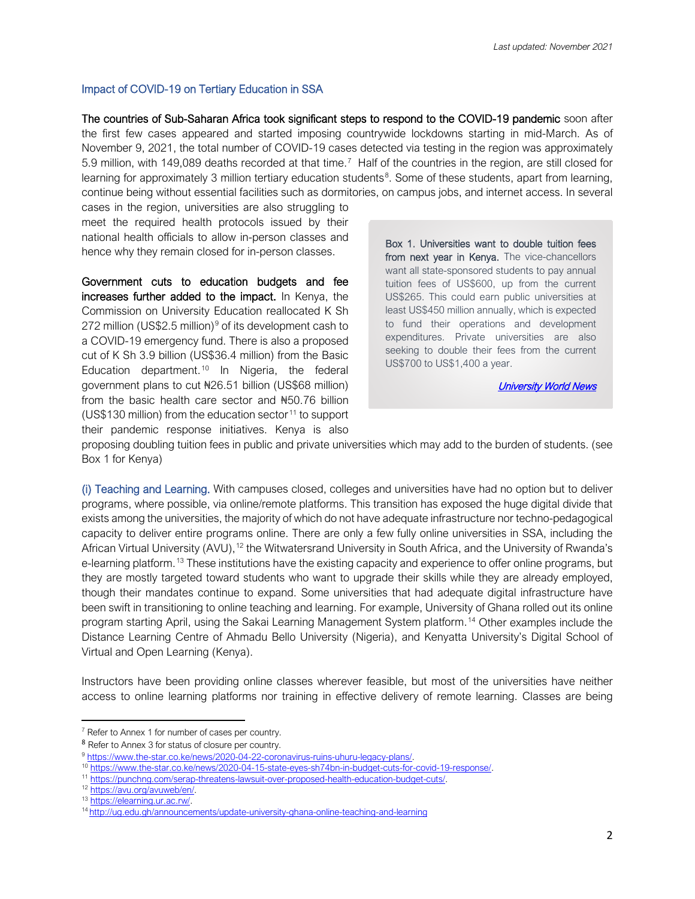### Impact of COVID-19 on Tertiary Education in SSA

**The countries of Sub-Saharan Africa took significant steps to respond to the COVID-19 pandemic** soon after the first few cases appeared and started imposing countrywide lockdowns starting in mid-March. As of November 9, 2021, the total number of COVID-19 cases detected via testing in the region was approximately 5.9 million, with 149,089 deaths recorded at that time.[7] Half of the countries in the region, are still closed for learning for approximately 3 million tertiary education students[8]. Some of these students, apart from learning, continue being without essential facilities such as dormitories, on campus jobs, and internet access. In several cases in the region, universities are also struggling to meet the required health protocols issued by their national health officials to allow in-person classes and hence why they remain closed for in-person classes.

**Government cuts to education budgets and fee increases further added to the impact.** In Kenya, the Commission on University Education reallocated K Sh 272 million (US$2.5 million)[9] of its development cash to a COVID-19 emergency fund. There is also a proposed cut of K Sh 3.9 billion (US$36.4 million) from the Basic Education department.[10] In Nigeria, the federal government plans to cut ₦26.51 billion (US$68 million) from the basic health care sector and ₦50.76 billion (US$130 million) from the education sector[11] to support their pandemic response initiatives. Kenya is also proposing doubling tuition fees in public and private universities which may add to the burden of students. (see Box 1 for Kenya)

> **Box 1. Universities want to double tuition fees from next year in Kenya.** The vice-chancellors want all state-sponsored students to pay annual tuition fees of US$600, up from the current US$265. This could earn public universities at least US$450 million annually, which is expected to fund their operations and development expenditures. Private universities are also seeking to double their fees from the current US$700 to US$1,400 a year.
>
> *University World News*

(i) Teaching and Learning. With campuses closed, colleges and universities have had no option but to deliver programs, where possible, via online/remote platforms. This transition has exposed the huge digital divide that exists among the universities, the majority of which do not have adequate infrastructure nor techno-pedagogical capacity to deliver entire programs online. There are only a few fully online universities in SSA, including the African Virtual University (AVU),[12] the Witwatersrand University in South Africa, and the University of Rwanda's e-learning platform.[13] These institutions have the existing capacity and experience to offer online programs, but they are mostly targeted toward students who want to upgrade their skills while they are already employed, though their mandates continue to expand. Some universities that had adequate digital infrastructure have been swift in transitioning to online teaching and learning. For example, University of Ghana rolled out its online program starting April, using the Sakai Learning Management System platform.[14] Other examples include the Distance Learning Centre of Ahmadu Bello University (Nigeria), and Kenyatta University's Digital School of Virtual and Open Learning (Kenya).

Instructors have been providing online classes wherever feasible, but most of the universities have neither access to online learning platforms nor training in effective delivery of remote learning. Classes are being

---

[7] Refer to Annex 1 for number of cases per country.
[8] Refer to Annex 3 for status of closure per country.
[9] https://www.the-star.co.ke/news/2020-04-22-coronavirus-ruins-uhuru-legacy-plans/.
[10] https://www.the-star.co.ke/news/2020-04-15-state-eyes-sh74bn-in-budget-cuts-for-covid-19-response/.
[11] https://punchng.com/serap-threatens-lawsuit-over-proposed-health-education-budget-cuts/.
[12] https://avu.org/avuweb/en/.
[13] https://elearning.ur.ac.rw/.
[14] http://ug.edu.gh/announcements/update-university-ghana-online-teaching-and-learning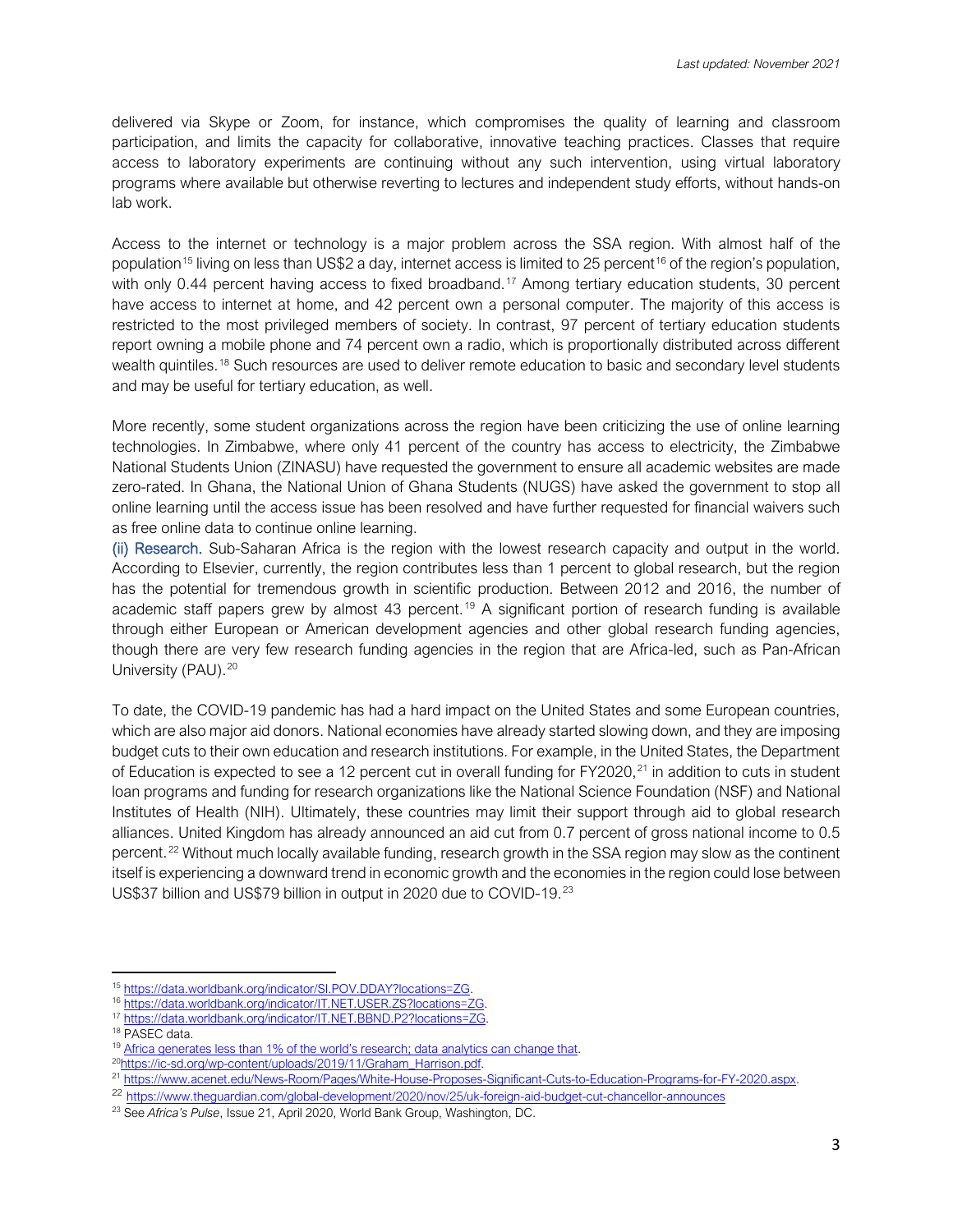delivered via Skype or Zoom, for instance, which compromises the quality of learning and classroom participation, and limits the capacity for collaborative, innovative teaching practices. Classes that require access to laboratory experiments are continuing without any such intervention, using virtual laboratory programs where available but otherwise reverting to lectures and independent study efforts, without hands-on lab work.

Access to the internet or technology is a major problem across the SSA region. With almost half of the population[15] living on less than US$2 a day, internet access is limited to 25 percent[16] of the region's population, with only 0.44 percent having access to fixed broadband.[17] Among tertiary education students, 30 percent have access to internet at home, and 42 percent own a personal computer. The majority of this access is restricted to the most privileged members of society. In contrast, 97 percent of tertiary education students report owning a mobile phone and 74 percent own a radio, which is proportionally distributed across different wealth quintiles.[18] Such resources are used to deliver remote education to basic and secondary level students and may be useful for tertiary education, as well.

More recently, some student organizations across the region have been criticizing the use of online learning technologies. In Zimbabwe, where only 41 percent of the country has access to electricity, the Zimbabwe National Students Union (ZINASU) have requested the government to ensure all academic websites are made zero-rated. In Ghana, the National Union of Ghana Students (NUGS) have asked the government to stop all online learning until the access issue has been resolved and have further requested for financial waivers such as free online data to continue online learning.

**(ii) Research.** Sub-Saharan Africa is the region with the lowest research capacity and output in the world. According to Elsevier, currently, the region contributes less than 1 percent to global research, but the region has the potential for tremendous growth in scientific production. Between 2012 and 2016, the number of academic staff papers grew by almost 43 percent.[19] A significant portion of research funding is available through either European or American development agencies and other global research funding agencies, though there are very few research funding agencies in the region that are Africa-led, such as Pan-African University (PAU).[20]

To date, the COVID-19 pandemic has had a hard impact on the United States and some European countries, which are also major aid donors. National economies have already started slowing down, and they are imposing budget cuts to their own education and research institutions. For example, in the United States, the Department of Education is expected to see a 12 percent cut in overall funding for FY2020,[21] in addition to cuts in student loan programs and funding for research organizations like the National Science Foundation (NSF) and National Institutes of Health (NIH). Ultimately, these countries may limit their support through aid to global research alliances. United Kingdom has already announced an aid cut from 0.7 percent of gross national income to 0.5 percent.[22] Without much locally available funding, research growth in the SSA region may slow as the continent itself is experiencing a downward trend in economic growth and the economies in the region could lose between US$37 billion and US$79 billion in output in 2020 due to COVID-19.[23]

---

[15] https://data.worldbank.org/indicator/SI.POV.DDAY?locations=ZG.
[16] https://data.worldbank.org/indicator/IT.NET.USER.ZS?locations=ZG.
[17] https://data.worldbank.org/indicator/IT.NET.BBND.P2?locations=ZG.
[18] PASEC data.
[19] Africa generates less than 1% of the world's research; data analytics can change that.
[20] https://ic-sd.org/wp-content/uploads/2019/11/Graham_Harrison.pdf.
[21] https://www.acenet.edu/News-Room/Pages/White-House-Proposes-Significant-Cuts-to-Education-Programs-for-FY-2020.aspx.
[22] https://www.theguardian.com/global-development/2020/nov/25/uk-foreign-aid-budget-cut-chancellor-announces
[23] See *Africa's Pulse*, Issue 21, April 2020, World Bank Group, Washington, DC.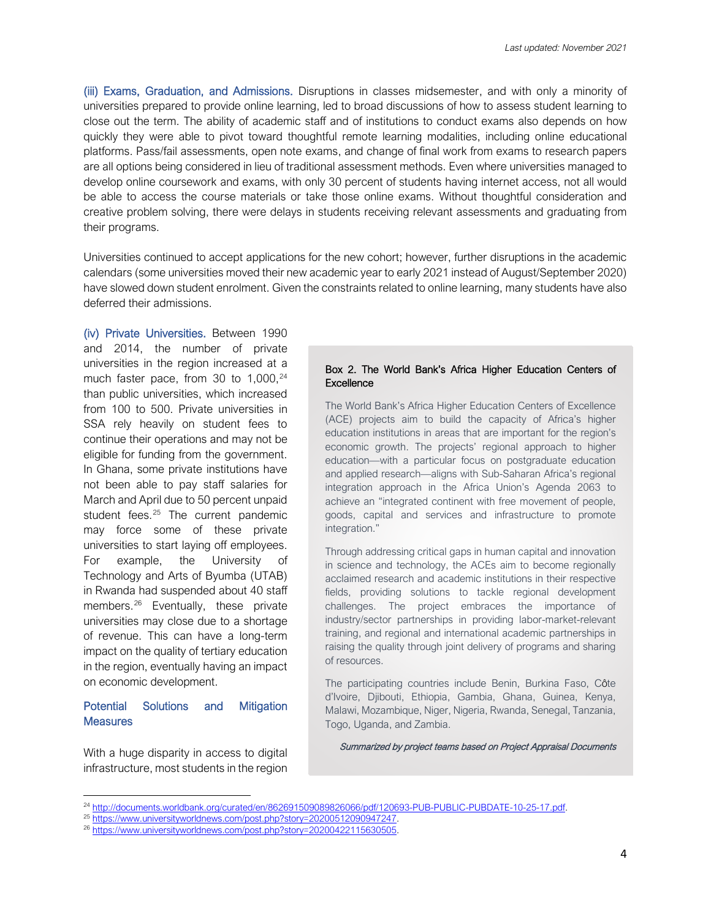**(iii) Exams, Graduation, and Admissions.** Disruptions in classes midsemester, and with only a minority of universities prepared to provide online learning, led to broad discussions of how to assess student learning to close out the term. The ability of academic staff and of institutions to conduct exams also depends on how quickly they were able to pivot toward thoughtful remote learning modalities, including online educational platforms. Pass/fail assessments, open note exams, and change of final work from exams to research papers are all options being considered in lieu of traditional assessment methods. Even where universities managed to develop online coursework and exams, with only 30 percent of students having internet access, not all would be able to access the course materials or take those online exams. Without thoughtful consideration and creative problem solving, there were delays in students receiving relevant assessments and graduating from their programs.

Universities continued to accept applications for the new cohort; however, further disruptions in the academic calendars (some universities moved their new academic year to early 2021 instead of August/September 2020) have slowed down student enrolment. Given the constraints related to online learning, many students have also deferred their admissions.

**(iv) Private Universities.** Between 1990 and 2014, the number of private universities in the region increased at a much faster pace, from 30 to 1,000,[24] than public universities, which increased from 100 to 500. Private universities in SSA rely heavily on student fees to continue their operations and may not be eligible for funding from the government. In Ghana, some private institutions have not been able to pay staff salaries for March and April due to 50 percent unpaid student fees.[25] The current pandemic may force some of these private universities to start laying off employees. For example, the University of Technology and Arts of Byumba (UTAB) in Rwanda had suspended about 40 staff members.[26] Eventually, these private universities may close due to a shortage of revenue. This can have a long-term impact on the quality of tertiary education in the region, eventually having an impact on economic development.

> **Box 2. The World Bank's Africa Higher Education Centers of Excellence**
>
> The World Bank's Africa Higher Education Centers of Excellence (ACE) projects aim to build the capacity of Africa's higher education institutions in areas that are important for the region's economic growth. The projects' regional approach to higher education—with a particular focus on postgraduate education and applied research—aligns with Sub-Saharan Africa's regional integration approach in the Africa Union's Agenda 2063 to achieve an "integrated continent with free movement of people, goods, capital and services and infrastructure to promote integration."
>
> Through addressing critical gaps in human capital and innovation in science and technology, the ACEs aim to become regionally acclaimed research and academic institutions in their respective fields, providing solutions to tackle regional development challenges. The project embraces the importance of industry/sector partnerships in providing labor-market-relevant training, and regional and international academic partnerships in raising the quality through joint delivery of programs and sharing of resources.
>
> The participating countries include Benin, Burkina Faso, Côte d'Ivoire, Djibouti, Ethiopia, Gambia, Ghana, Guinea, Kenya, Malawi, Mozambique, Niger, Nigeria, Rwanda, Senegal, Tanzania, Togo, Uganda, and Zambia.
>
> *Summarized by project teams based on Project Appraisal Documents*

## Potential Solutions and Mitigation Measures

With a huge disparity in access to digital infrastructure, most students in the region

---

[24] http://documents.worldbank.org/curated/en/862691509089826066/pdf/120693-PUB-PUBLIC-PUBDATE-10-25-17.pdf.

[25] https://www.universityworldnews.com/post.php?story=20200512090947247.

[26] https://www.universityworldnews.com/post.php?story=20200422115630505.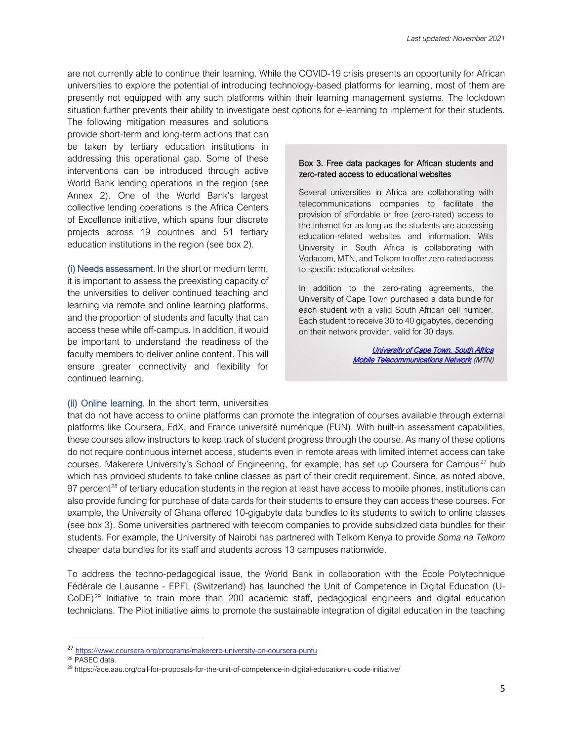are not currently able to continue their learning. While the COVID-19 crisis presents an opportunity for African universities to explore the potential of introducing technology-based platforms for learning, most of them are presently not equipped with any such platforms within their learning management systems. The lockdown situation further prevents their ability to investigate best options for e-learning to implement for their students. The following mitigation measures and solutions provide short-term and long-term actions that can be taken by tertiary education institutions in addressing this operational gap. Some of these interventions can be introduced through active World Bank lending operations in the region (see Annex 2). One of the World Bank's largest collective lending operations is the Africa Centers of Excellence initiative, which spans four discrete projects across 19 countries and 51 tertiary education institutions in the region (see box 2).

(i) Needs assessment. In the short or medium term, it is important to assess the preexisting capacity of the universities to deliver continued teaching and learning via remote and online learning platforms, and the proportion of students and faculty that can access these while off-campus. In addition, it would be important to understand the readiness of the faculty members to deliver online content. This will ensure greater connectivity and flexibility for continued learning.

(ii) Online learning. In the short term, universities that do not have access to online platforms can promote the integration of courses available through external platforms like Coursera, EdX, and France université numérique (FUN). With built-in assessment capabilities, these courses allow instructors to keep track of student progress through the course. As many of these options do not require continuous internet access, students even in remote areas with limited internet access can take courses. Makerere University's School of Engineering, for example, has set up Coursera for Campus[27] hub which has provided students to take online classes as part of their credit requirement. Since, as noted above, 97 percent[28] of tertiary education students in the region at least have access to mobile phones, institutions can also provide funding for purchase of data cards for their students to ensure they can access these courses. For example, the University of Ghana offered 10-gigabyte data bundles to its students to switch to online classes (see box 3). Some universities partnered with telecom companies to provide subsidized data bundles for their students. For example, the University of Nairobi has partnered with Telkom Kenya to provide *Soma na Telkom* cheaper data bundles for its staff and students across 13 campuses nationwide.

> **Box 3. Free data packages for African students and zero-rated access to educational websites**
>
> Several universities in Africa are collaborating with telecommunications companies to facilitate the provision of affordable or free (zero-rated) access to the internet for as long as the students are accessing education-related websites and information. Wits University in South Africa is collaborating with Vodacom, MTN, and Telkom to offer zero-rated access to specific educational websites.
>
> In addition to the zero-rating agreements, the University of Cape Town purchased a data bundle for each student with a valid South African cell number. Each student to receive 30 to 40 gigabytes, depending on their network provider, valid for 30 days.
>
> *University of Cape Town, South Africa*
> *Mobile Telecommunications Network (MTN)*

To address the techno-pedagogical issue, the World Bank in collaboration with the École Polytechnique Fédérale de Lausanne - EPFL (Switzerland) has launched the Unit of Competence in Digital Education (U-CoDE)[29] Initiative to train more than 200 academic staff, pedagogical engineers and digital education technicians. The Pilot initiative aims to promote the sustainable integration of digital education in the teaching

[27] https://www.coursera.org/programs/makerere-university-on-coursera-punfu
[28] PASEC data.
[29] https://ace.aau.org/call-for-proposals-for-the-unit-of-competence-in-digital-education-u-code-initiative/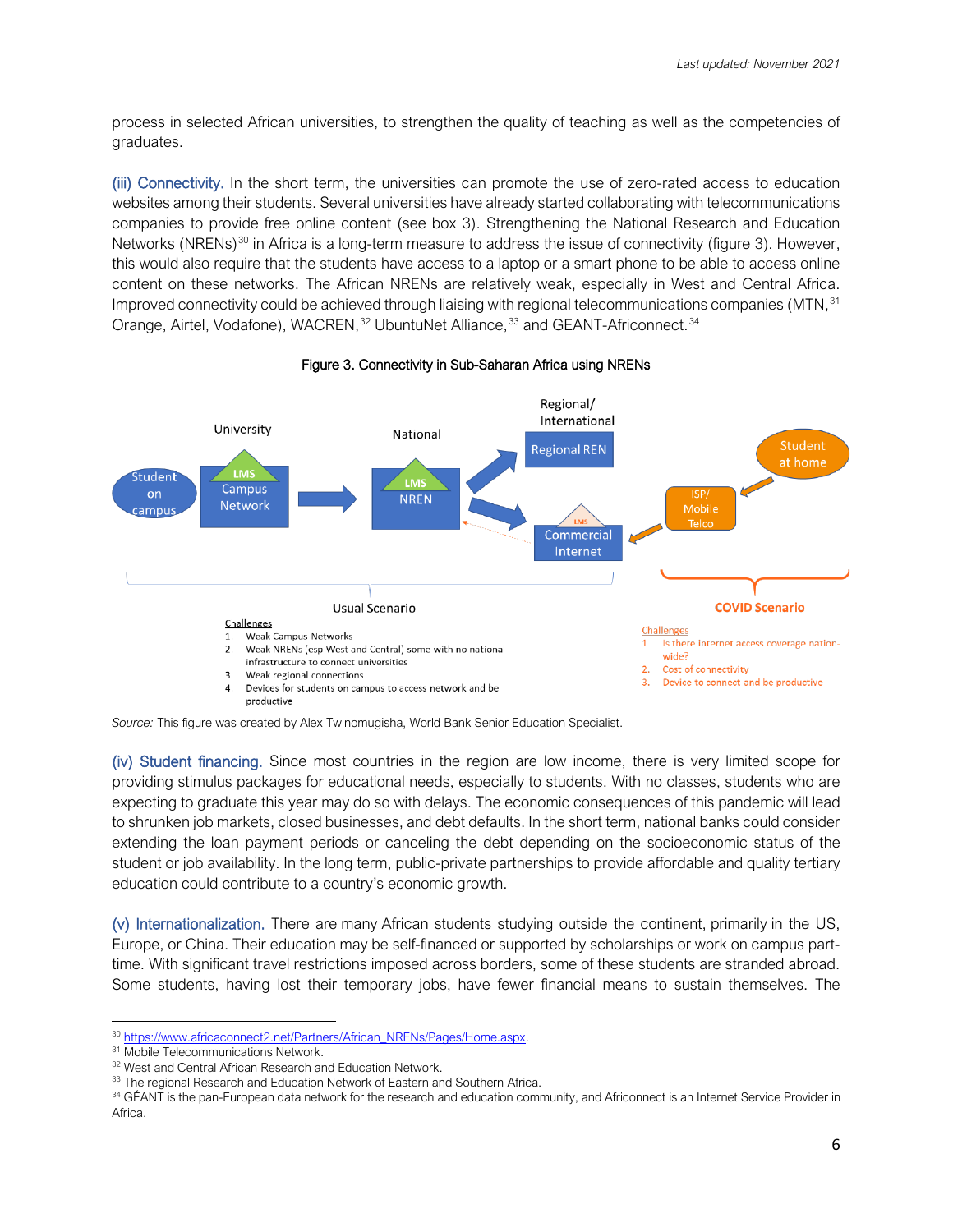process in selected African universities, to strengthen the quality of teaching as well as the competencies of graduates.

(iii) Connectivity. In the short term, the universities can promote the use of zero-rated access to education websites among their students. Several universities have already started collaborating with telecommunications companies to provide free online content (see box 3). Strengthening the National Research and Education Networks (NRENs)[30] in Africa is a long-term measure to address the issue of connectivity (figure 3). However, this would also require that the students have access to a laptop or a smart phone to be able to access online content on these networks. The African NRENs are relatively weak, especially in West and Central Africa. Improved connectivity could be achieved through liaising with regional telecommunications companies (MTN,[31] Orange, Airtel, Vodafone), WACREN,[32] UbuntuNet Alliance,[33] and GEANT-Africonnect.[34]

Figure 3. Connectivity in Sub-Saharan Africa using NRENs

University — Student on campus → LMS Campus Network → National: LMS NREN → Regional/International: Regional REN; Commercial Internet (LMS) ← ISP/Mobile Telco ← Student at home

**Usual Scenario**

Challenges
1. Weak Campus Networks
2. Weak NRENs (esp West and Central) some with no national infrastructure to connect universities
3. Weak regional connections
4. Devices for students on campus to access network and be productive

**COVID Scenario**

Challenges
1. Is there internet access coverage nation-wide?
2. Cost of connectivity
3. Device to connect and be productive

*Source:* This figure was created by Alex Twinomugisha, World Bank Senior Education Specialist.

(iv) Student financing. Since most countries in the region are low income, there is very limited scope for providing stimulus packages for educational needs, especially to students. With no classes, students who are expecting to graduate this year may do so with delays. The economic consequences of this pandemic will lead to shrunken job markets, closed businesses, and debt defaults. In the short term, national banks could consider extending the loan payment periods or canceling the debt depending on the socioeconomic status of the student or job availability. In the long term, public-private partnerships to provide affordable and quality tertiary education could contribute to a country's economic growth.

(v) Internationalization. There are many African students studying outside the continent, primarily in the US, Europe, or China. Their education may be self-financed or supported by scholarships or work on campus part-time. With significant travel restrictions imposed across borders, some of these students are stranded abroad. Some students, having lost their temporary jobs, have fewer financial means to sustain themselves. The

---

[30] https://www.africaconnect2.net/Partners/African_NRENs/Pages/Home.aspx.

[31] Mobile Telecommunications Network.

[32] West and Central African Research and Education Network.

[33] The regional Research and Education Network of Eastern and Southern Africa.

[34] GÉANT is the pan-European data network for the research and education community, and Africonnect is an Internet Service Provider in Africa.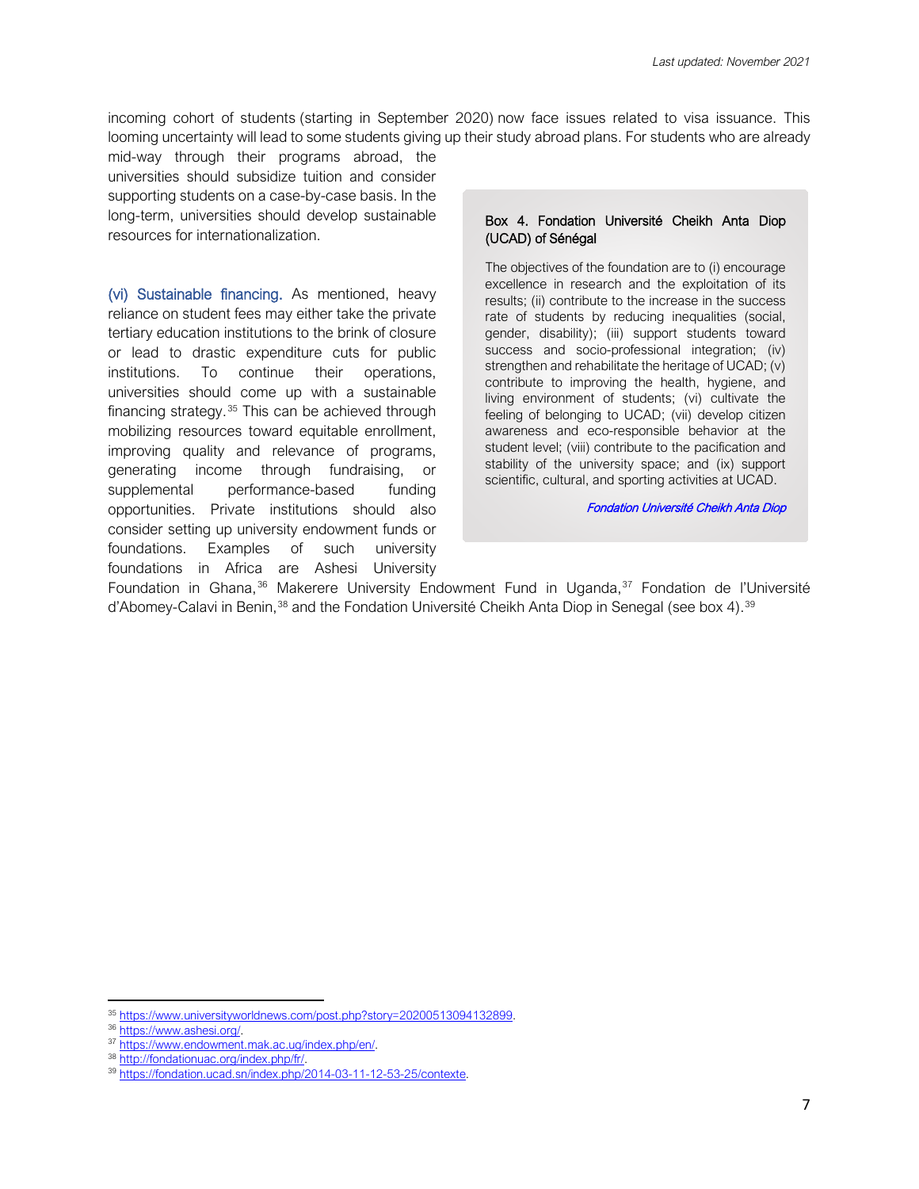incoming cohort of students (starting in September 2020) now face issues related to visa issuance. This looming uncertainty will lead to some students giving up their study abroad plans. For students who are already mid-way through their programs abroad, the universities should subsidize tuition and consider supporting students on a case-by-case basis. In the long-term, universities should develop sustainable resources for internationalization.

(vi) Sustainable financing. As mentioned, heavy reliance on student fees may either take the private tertiary education institutions to the brink of closure or lead to drastic expenditure cuts for public institutions. To continue their operations, universities should come up with a sustainable financing strategy.[35] This can be achieved through mobilizing resources toward equitable enrollment, improving quality and relevance of programs, generating income through fundraising, or supplemental performance-based funding opportunities. Private institutions should also consider setting up university endowment funds or foundations. Examples of such university foundations in Africa are Ashesi University Foundation in Ghana,[36] Makerere University Endowment Fund in Uganda,[37] Fondation de l'Université d'Abomey-Calavi in Benin,[38] and the Fondation Université Cheikh Anta Diop in Senegal (see box 4).[39]

> **Box 4. Fondation Université Cheikh Anta Diop (UCAD) of Sénégal**
>
> The objectives of the foundation are to (i) encourage excellence in research and the exploitation of its results; (ii) contribute to the increase in the success rate of students by reducing inequalities (social, gender, disability); (iii) support students toward success and socio-professional integration; (iv) strengthen and rehabilitate the heritage of UCAD; (v) contribute to improving the health, hygiene, and living environment of students; (vi) cultivate the feeling of belonging to UCAD; (vii) develop citizen awareness and eco-responsible behavior at the student level; (viii) contribute to the pacification and stability of the university space; and (ix) support scientific, cultural, and sporting activities at UCAD.
>
> *Fondation Université Cheikh Anta Diop*

---

[35] https://www.universityworldnews.com/post.php?story=20200513094132899.

[36] https://www.ashesi.org/.

[37] https://www.endowment.mak.ac.ug/index.php/en/.

[38] http://fondationuac.org/index.php/fr/.

[39] https://fondation.ucad.sn/index.php/2014-03-11-12-53-25/contexte.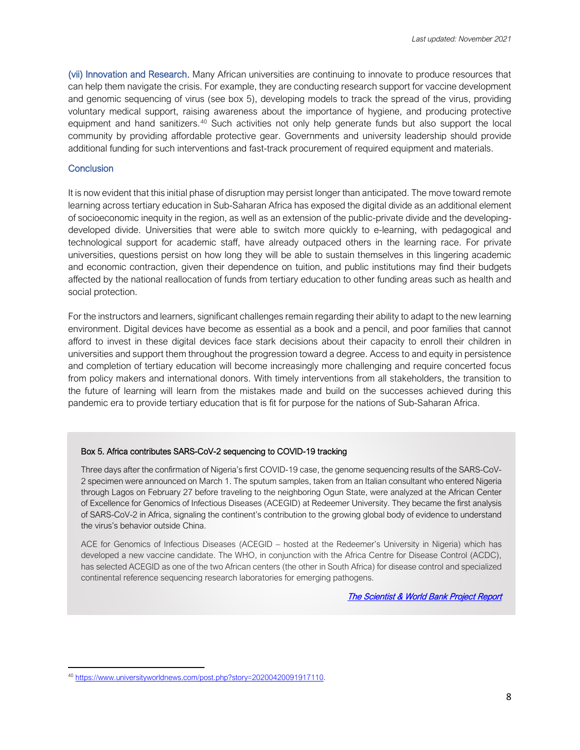**(vii) Innovation and Research.** Many African universities are continuing to innovate to produce resources that can help them navigate the crisis. For example, they are conducting research support for vaccine development and genomic sequencing of virus (see box 5), developing models to track the spread of the virus, providing voluntary medical support, raising awareness about the importance of hygiene, and producing protective equipment and hand sanitizers.[40] Such activities not only help generate funds but also support the local community by providing affordable protective gear. Governments and university leadership should provide additional funding for such interventions and fast-track procurement of required equipment and materials.

## Conclusion

It is now evident that this initial phase of disruption may persist longer than anticipated. The move toward remote learning across tertiary education in Sub-Saharan Africa has exposed the digital divide as an additional element of socioeconomic inequity in the region, as well as an extension of the public-private divide and the developing-developed divide. Universities that were able to switch more quickly to e-learning, with pedagogical and technological support for academic staff, have already outpaced others in the learning race. For private universities, questions persist on how long they will be able to sustain themselves in this lingering academic and economic contraction, given their dependence on tuition, and public institutions may find their budgets affected by the national reallocation of funds from tertiary education to other funding areas such as health and social protection.

For the instructors and learners, significant challenges remain regarding their ability to adapt to the new learning environment. Digital devices have become as essential as a book and a pencil, and poor families that cannot afford to invest in these digital devices face stark decisions about their capacity to enroll their children in universities and support them throughout the progression toward a degree. Access to and equity in persistence and completion of tertiary education will become increasingly more challenging and require concerted focus from policy makers and international donors. With timely interventions from all stakeholders, the transition to the future of learning will learn from the mistakes made and build on the successes achieved during this pandemic era to provide tertiary education that is fit for purpose for the nations of Sub-Saharan Africa.

> **Box 5. Africa contributes SARS-CoV-2 sequencing to COVID-19 tracking**
>
> Three days after the confirmation of Nigeria's first COVID-19 case, the genome sequencing results of the SARS-CoV-2 specimen were announced on March 1. The sputum samples, taken from an Italian consultant who entered Nigeria through Lagos on February 27 before traveling to the neighboring Ogun State, were analyzed at the African Center of Excellence for Genomics of Infectious Diseases (ACEGID) at Redeemer University. They became the first analysis of SARS-CoV-2 in Africa, signaling the continent's contribution to the growing global body of evidence to understand the virus's behavior outside China.
>
> ACE for Genomics of Infectious Diseases (ACEGID – hosted at the Redeemer's University in Nigeria) which has developed a new vaccine candidate. The WHO, in conjunction with the Africa Centre for Disease Control (ACDC), has selected ACEGID as one of the two African centers (the other in South Africa) for disease control and specialized continental reference sequencing research laboratories for emerging pathogens.
>
> *The Scientist & World Bank Project Report*

[40] https://www.universityworldnews.com/post.php?story=20200420091917110.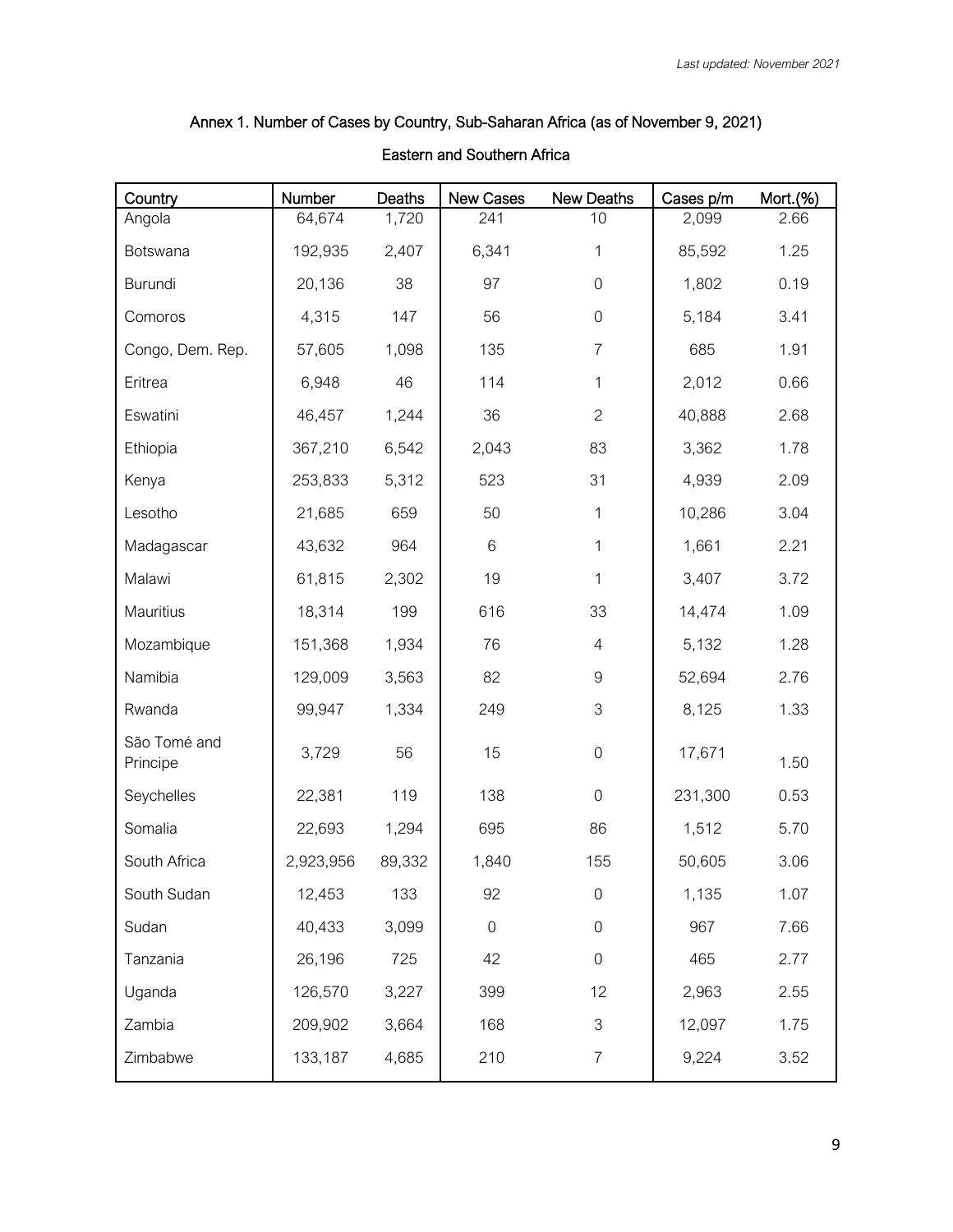*Last updated: November 2021*

## Annex 1. Number of Cases by Country, Sub-Saharan Africa (as of November 9, 2021)

### Eastern and Southern Africa

| Country | Number | Deaths | New Cases | New Deaths | Cases p/m | Mort.(%) |
|---|---|---|---|---|---|---|
| Angola | 64,674 | 1,720 | 241 | 10 | 2,099 | 2.66 |
| Botswana | 192,935 | 2,407 | 6,341 | 1 | 85,592 | 1.25 |
| Burundi | 20,136 | 38 | 97 | 0 | 1,802 | 0.19 |
| Comoros | 4,315 | 147 | 56 | 0 | 5,184 | 3.41 |
| Congo, Dem. Rep. | 57,605 | 1,098 | 135 | 7 | 685 | 1.91 |
| Eritrea | 6,948 | 46 | 114 | 1 | 2,012 | 0.66 |
| Eswatini | 46,457 | 1,244 | 36 | 2 | 40,888 | 2.68 |
| Ethiopia | 367,210 | 6,542 | 2,043 | 83 | 3,362 | 1.78 |
| Kenya | 253,833 | 5,312 | 523 | 31 | 4,939 | 2.09 |
| Lesotho | 21,685 | 659 | 50 | 1 | 10,286 | 3.04 |
| Madagascar | 43,632 | 964 | 6 | 1 | 1,661 | 2.21 |
| Malawi | 61,815 | 2,302 | 19 | 1 | 3,407 | 3.72 |
| Mauritius | 18,314 | 199 | 616 | 33 | 14,474 | 1.09 |
| Mozambique | 151,368 | 1,934 | 76 | 4 | 5,132 | 1.28 |
| Namibia | 129,009 | 3,563 | 82 | 9 | 52,694 | 2.76 |
| Rwanda | 99,947 | 1,334 | 249 | 3 | 8,125 | 1.33 |
| São Tomé and Principe | 3,729 | 56 | 15 | 0 | 17,671 | 1.50 |
| Seychelles | 22,381 | 119 | 138 | 0 | 231,300 | 0.53 |
| Somalia | 22,693 | 1,294 | 695 | 86 | 1,512 | 5.70 |
| South Africa | 2,923,956 | 89,332 | 1,840 | 155 | 50,605 | 3.06 |
| South Sudan | 12,453 | 133 | 92 | 0 | 1,135 | 1.07 |
| Sudan | 40,433 | 3,099 | 0 | 0 | 967 | 7.66 |
| Tanzania | 26,196 | 725 | 42 | 0 | 465 | 2.77 |
| Uganda | 126,570 | 3,227 | 399 | 12 | 2,963 | 2.55 |
| Zambia | 209,902 | 3,664 | 168 | 3 | 12,097 | 1.75 |
| Zimbabwe | 133,187 | 4,685 | 210 | 7 | 9,224 | 3.52 |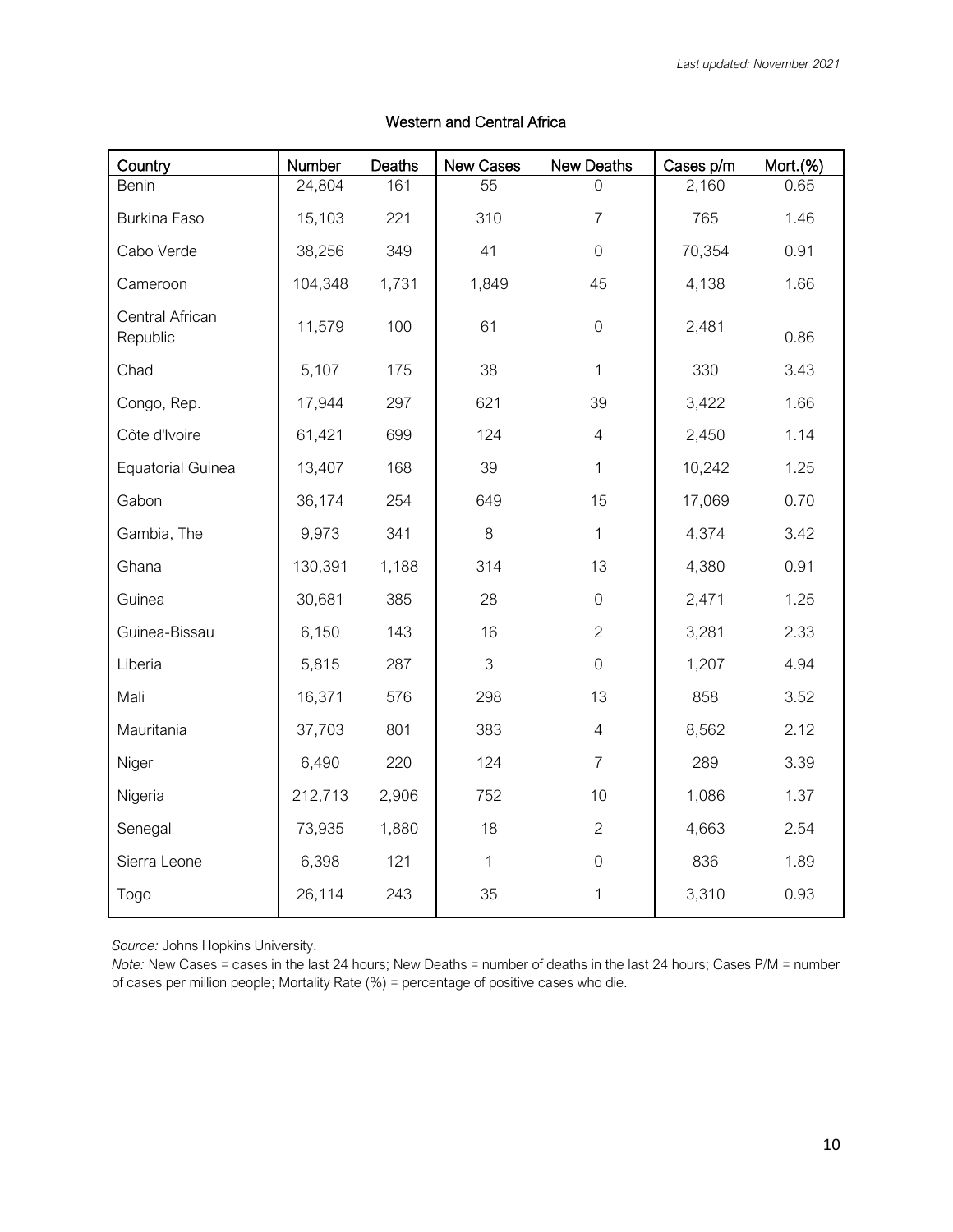*Last updated: November 2021*

## Western and Central Africa

| Country | Number | Deaths | New Cases | New Deaths | Cases p/m | Mort.(%) |
|---|---|---|---|---|---|---|
| Benin | 24,804 | 161 | 55 | 0 | 2,160 | 0.65 |
| Burkina Faso | 15,103 | 221 | 310 | 7 | 765 | 1.46 |
| Cabo Verde | 38,256 | 349 | 41 | 0 | 70,354 | 0.91 |
| Cameroon | 104,348 | 1,731 | 1,849 | 45 | 4,138 | 1.66 |
| Central African Republic | 11,579 | 100 | 61 | 0 | 2,481 | 0.86 |
| Chad | 5,107 | 175 | 38 | 1 | 330 | 3.43 |
| Congo, Rep. | 17,944 | 297 | 621 | 39 | 3,422 | 1.66 |
| Côte d'Ivoire | 61,421 | 699 | 124 | 4 | 2,450 | 1.14 |
| Equatorial Guinea | 13,407 | 168 | 39 | 1 | 10,242 | 1.25 |
| Gabon | 36,174 | 254 | 649 | 15 | 17,069 | 0.70 |
| Gambia, The | 9,973 | 341 | 8 | 1 | 4,374 | 3.42 |
| Ghana | 130,391 | 1,188 | 314 | 13 | 4,380 | 0.91 |
| Guinea | 30,681 | 385 | 28 | 0 | 2,471 | 1.25 |
| Guinea-Bissau | 6,150 | 143 | 16 | 2 | 3,281 | 2.33 |
| Liberia | 5,815 | 287 | 3 | 0 | 1,207 | 4.94 |
| Mali | 16,371 | 576 | 298 | 13 | 858 | 3.52 |
| Mauritania | 37,703 | 801 | 383 | 4 | 8,562 | 2.12 |
| Niger | 6,490 | 220 | 124 | 7 | 289 | 3.39 |
| Nigeria | 212,713 | 2,906 | 752 | 10 | 1,086 | 1.37 |
| Senegal | 73,935 | 1,880 | 18 | 2 | 4,663 | 2.54 |
| Sierra Leone | 6,398 | 121 | 1 | 0 | 836 | 1.89 |
| Togo | 26,114 | 243 | 35 | 1 | 3,310 | 0.93 |

*Source:* Johns Hopkins University.

*Note:* New Cases = cases in the last 24 hours; New Deaths = number of deaths in the last 24 hours; Cases P/M = number of cases per million people; Mortality Rate (%) = percentage of positive cases who die.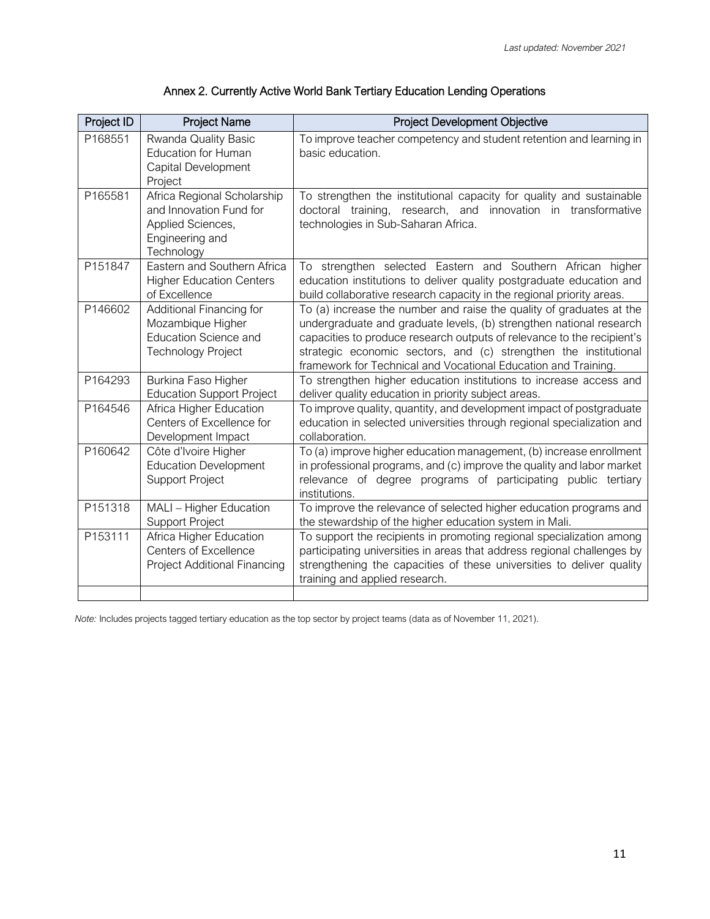## Annex 2. Currently Active World Bank Tertiary Education Lending Operations

| Project ID | Project Name | Project Development Objective |
|---|---|---|
| P168551 | Rwanda Quality Basic Education for Human Capital Development Project | To improve teacher competency and student retention and learning in basic education. |
| P165581 | Africa Regional Scholarship and Innovation Fund for Applied Sciences, Engineering and Technology | To strengthen the institutional capacity for quality and sustainable doctoral training, research, and innovation in transformative technologies in Sub-Saharan Africa. |
| P151847 | Eastern and Southern Africa Higher Education Centers of Excellence | To strengthen selected Eastern and Southern African higher education institutions to deliver quality postgraduate education and build collaborative research capacity in the regional priority areas. |
| P146602 | Additional Financing for Mozambique Higher Education Science and Technology Project | To (a) increase the number and raise the quality of graduates at the undergraduate and graduate levels, (b) strengthen national research capacities to produce research outputs of relevance to the recipient's strategic economic sectors, and (c) strengthen the institutional framework for Technical and Vocational Education and Training. |
| P164293 | Burkina Faso Higher Education Support Project | To strengthen higher education institutions to increase access and deliver quality education in priority subject areas. |
| P164546 | Africa Higher Education Centers of Excellence for Development Impact | To improve quality, quantity, and development impact of postgraduate education in selected universities through regional specialization and collaboration. |
| P160642 | Côte d'Ivoire Higher Education Development Support Project | To (a) improve higher education management, (b) increase enrollment in professional programs, and (c) improve the quality and labor market relevance of degree programs of participating public tertiary institutions. |
| P151318 | MALI – Higher Education Support Project | To improve the relevance of selected higher education programs and the stewardship of the higher education system in Mali. |
| P153111 | Africa Higher Education Centers of Excellence Project Additional Financing | To support the recipients in promoting regional specialization among participating universities in areas that address regional challenges by strengthening the capacities of these universities to deliver quality training and applied research. |
| | | |

*Note:* Includes projects tagged tertiary education as the top sector by project teams (data as of November 11, 2021).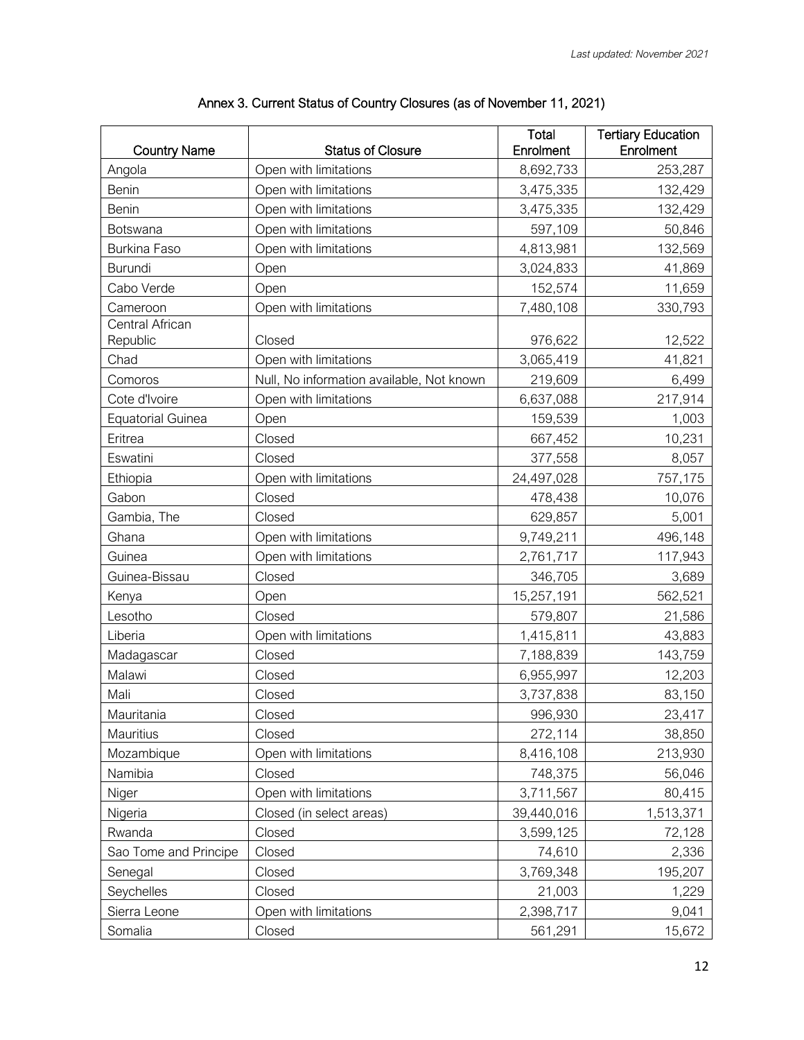## Annex 3. Current Status of Country Closures (as of November 11, 2021)

| Country Name | Status of Closure | Total Enrolment | Tertiary Education Enrolment |
|---|---|---|---|
| Angola | Open with limitations | 8,692,733 | 253,287 |
| Benin | Open with limitations | 3,475,335 | 132,429 |
| Benin | Open with limitations | 3,475,335 | 132,429 |
| Botswana | Open with limitations | 597,109 | 50,846 |
| Burkina Faso | Open with limitations | 4,813,981 | 132,569 |
| Burundi | Open | 3,024,833 | 41,869 |
| Cabo Verde | Open | 152,574 | 11,659 |
| Cameroon | Open with limitations | 7,480,108 | 330,793 |
| Central African Republic | Closed | 976,622 | 12,522 |
| Chad | Open with limitations | 3,065,419 | 41,821 |
| Comoros | Null, No information available, Not known | 219,609 | 6,499 |
| Cote d'Ivoire | Open with limitations | 6,637,088 | 217,914 |
| Equatorial Guinea | Open | 159,539 | 1,003 |
| Eritrea | Closed | 667,452 | 10,231 |
| Eswatini | Closed | 377,558 | 8,057 |
| Ethiopia | Open with limitations | 24,497,028 | 757,175 |
| Gabon | Closed | 478,438 | 10,076 |
| Gambia, The | Closed | 629,857 | 5,001 |
| Ghana | Open with limitations | 9,749,211 | 496,148 |
| Guinea | Open with limitations | 2,761,717 | 117,943 |
| Guinea-Bissau | Closed | 346,705 | 3,689 |
| Kenya | Open | 15,257,191 | 562,521 |
| Lesotho | Closed | 579,807 | 21,586 |
| Liberia | Open with limitations | 1,415,811 | 43,883 |
| Madagascar | Closed | 7,188,839 | 143,759 |
| Malawi | Closed | 6,955,997 | 12,203 |
| Mali | Closed | 3,737,838 | 83,150 |
| Mauritania | Closed | 996,930 | 23,417 |
| Mauritius | Closed | 272,114 | 38,850 |
| Mozambique | Open with limitations | 8,416,108 | 213,930 |
| Namibia | Closed | 748,375 | 56,046 |
| Niger | Open with limitations | 3,711,567 | 80,415 |
| Nigeria | Closed (in select areas) | 39,440,016 | 1,513,371 |
| Rwanda | Closed | 3,599,125 | 72,128 |
| Sao Tome and Principe | Closed | 74,610 | 2,336 |
| Senegal | Closed | 3,769,348 | 195,207 |
| Seychelles | Closed | 21,003 | 1,229 |
| Sierra Leone | Open with limitations | 2,398,717 | 9,041 |
| Somalia | Closed | 561,291 | 15,672 |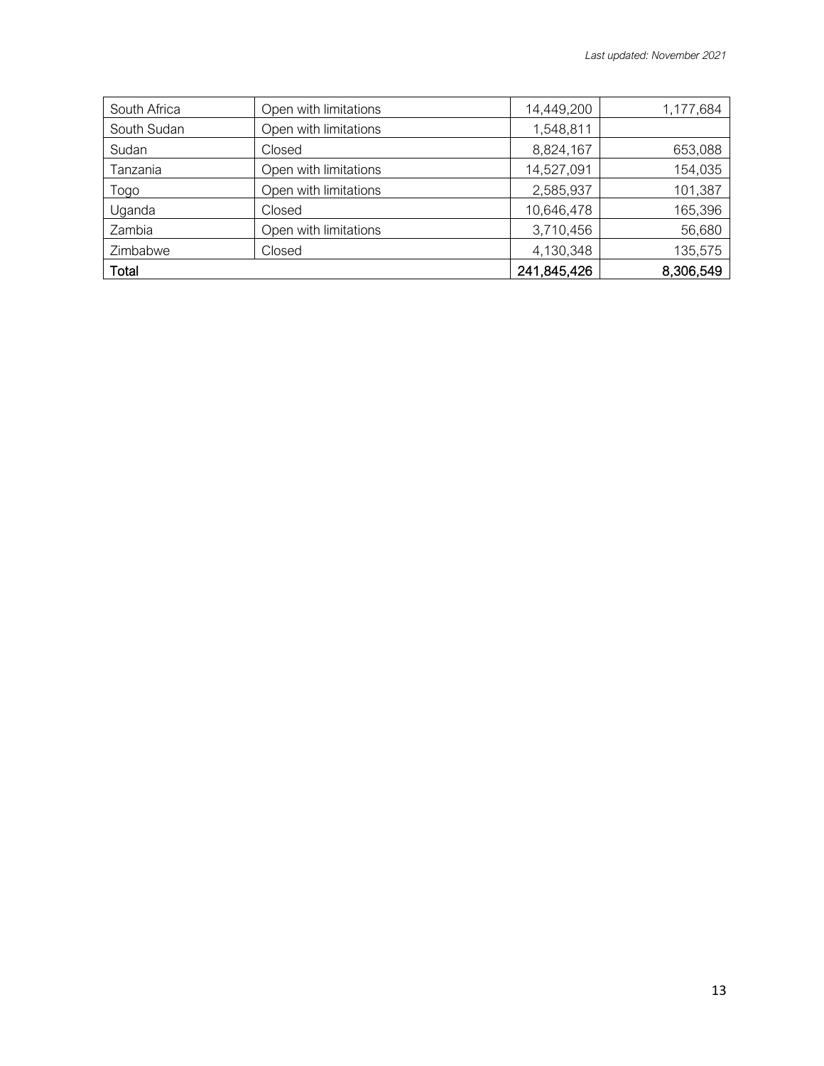| | | | |
|---|---|---|---|
| South Africa | Open with limitations | 14,449,200 | 1,177,684 |
| South Sudan | Open with limitations | 1,548,811 | |
| Sudan | Closed | 8,824,167 | 653,088 |
| Tanzania | Open with limitations | 14,527,091 | 154,035 |
| Togo | Open with limitations | 2,585,937 | 101,387 |
| Uganda | Closed | 10,646,478 | 165,396 |
| Zambia | Open with limitations | 3,710,456 | 56,680 |
| Zimbabwe | Closed | 4,130,348 | 135,575 |
| Total | | 241,845,426 | 8,306,549 |